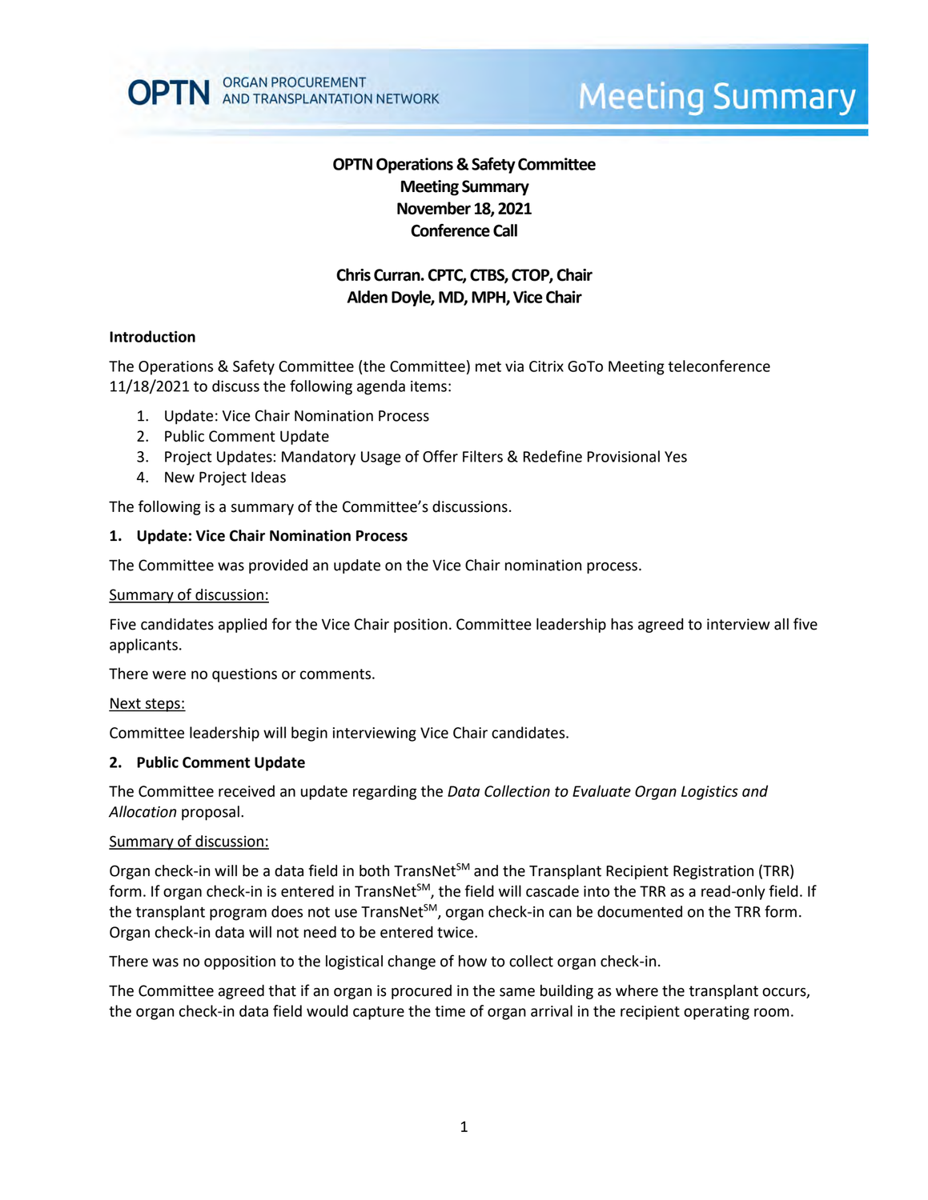# OPTN Operations & Safety Committee
## Meeting Summary
## November 18, 2021
## Conference Call

**Chris Curran. CPTC, CTBS, CTOP, Chair**
**Alden Doyle, MD, MPH, Vice Chair**

### Introduction

The Operations & Safety Committee (the Committee) met via Citrix GoTo Meeting teleconference 11/18/2021 to discuss the following agenda items:

1. Update: Vice Chair Nomination Process
2. Public Comment Update
3. Project Updates: Mandatory Usage of Offer Filters & Redefine Provisional Yes
4. New Project Ideas

The following is a summary of the Committee's discussions.

### 1. Update: Vice Chair Nomination Process

The Committee was provided an update on the Vice Chair nomination process.

Summary of discussion:

Five candidates applied for the Vice Chair position. Committee leadership has agreed to interview all five applicants.

There were no questions or comments.

Next steps:

Committee leadership will begin interviewing Vice Chair candidates.

### 2. Public Comment Update

The Committee received an update regarding the *Data Collection to Evaluate Organ Logistics and Allocation* proposal.

Summary of discussion:

Organ check-in will be a data field in both TransNet[SM] and the Transplant Recipient Registration (TRR) form. If organ check-in is entered in TransNet[SM], the field will cascade into the TRR as a read-only field. If the transplant program does not use TransNet[SM], organ check-in can be documented on the TRR form. Organ check-in data will not need to be entered twice.

There was no opposition to the logistical change of how to collect organ check-in.

The Committee agreed that if an organ is procured in the same building as where the transplant occurs, the organ check-in data field would capture the time of organ arrival in the recipient operating room.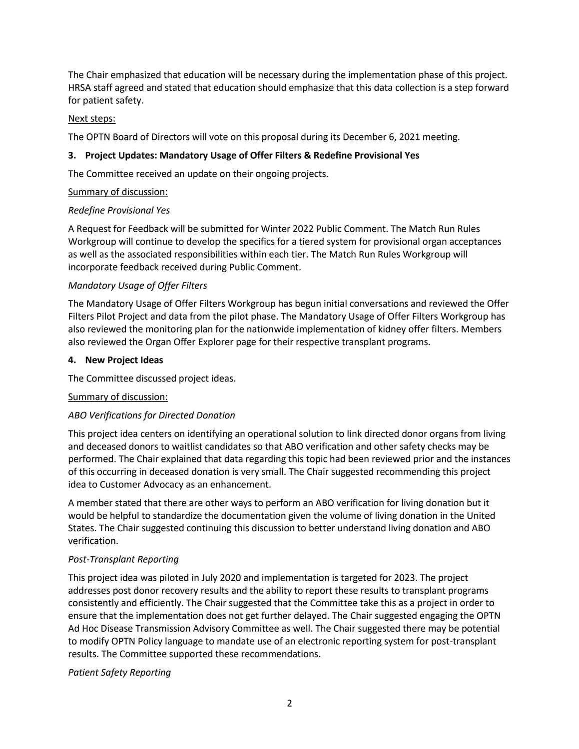The Chair emphasized that education will be necessary during the implementation phase of this project. HRSA staff agreed and stated that education should emphasize that this data collection is a step forward for patient safety.

Next steps:

The OPTN Board of Directors will vote on this proposal during its December 6, 2021 meeting.

### 3. Project Updates: Mandatory Usage of Offer Filters & Redefine Provisional Yes

The Committee received an update on their ongoing projects.

Summary of discussion:

*Redefine Provisional Yes*

A Request for Feedback will be submitted for Winter 2022 Public Comment. The Match Run Rules Workgroup will continue to develop the specifics for a tiered system for provisional organ acceptances as well as the associated responsibilities within each tier. The Match Run Rules Workgroup will incorporate feedback received during Public Comment.

*Mandatory Usage of Offer Filters*

The Mandatory Usage of Offer Filters Workgroup has begun initial conversations and reviewed the Offer Filters Pilot Project and data from the pilot phase. The Mandatory Usage of Offer Filters Workgroup has also reviewed the monitoring plan for the nationwide implementation of kidney offer filters. Members also reviewed the Organ Offer Explorer page for their respective transplant programs.

### 4. New Project Ideas

The Committee discussed project ideas.

Summary of discussion:

*ABO Verifications for Directed Donation*

This project idea centers on identifying an operational solution to link directed donor organs from living and deceased donors to waitlist candidates so that ABO verification and other safety checks may be performed. The Chair explained that data regarding this topic had been reviewed prior and the instances of this occurring in deceased donation is very small. The Chair suggested recommending this project idea to Customer Advocacy as an enhancement.

A member stated that there are other ways to perform an ABO verification for living donation but it would be helpful to standardize the documentation given the volume of living donation in the United States. The Chair suggested continuing this discussion to better understand living donation and ABO verification.

*Post-Transplant Reporting*

This project idea was piloted in July 2020 and implementation is targeted for 2023. The project addresses post donor recovery results and the ability to report these results to transplant programs consistently and efficiently. The Chair suggested that the Committee take this as a project in order to ensure that the implementation does not get further delayed. The Chair suggested engaging the OPTN Ad Hoc Disease Transmission Advisory Committee as well. The Chair suggested there may be potential to modify OPTN Policy language to mandate use of an electronic reporting system for post-transplant results. The Committee supported these recommendations.

*Patient Safety Reporting*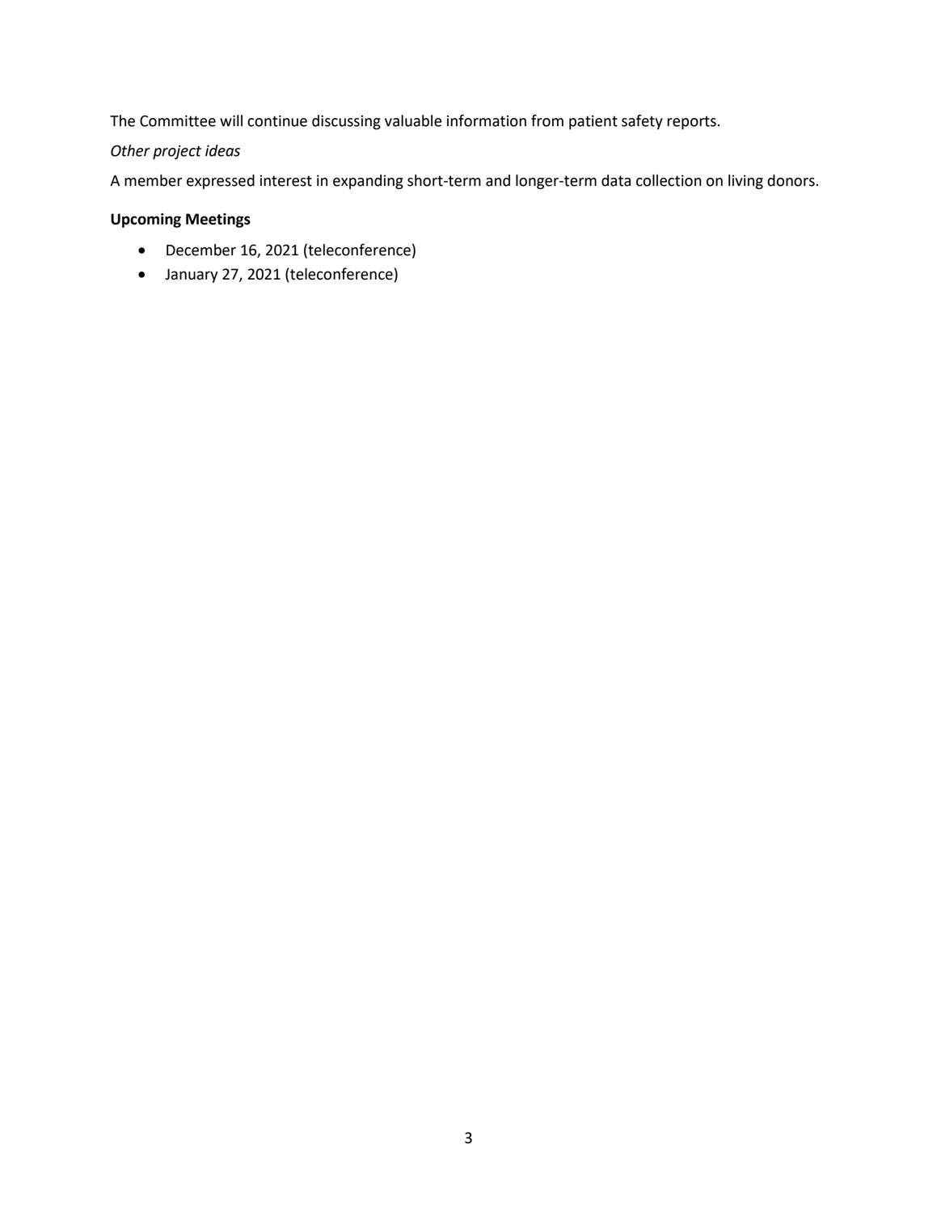The Committee will continue discussing valuable information from patient safety reports.

*Other project ideas*

A member expressed interest in expanding short-term and longer-term data collection on living donors.

**Upcoming Meetings**

- December 16, 2021 (teleconference)
- January 27, 2021 (teleconference)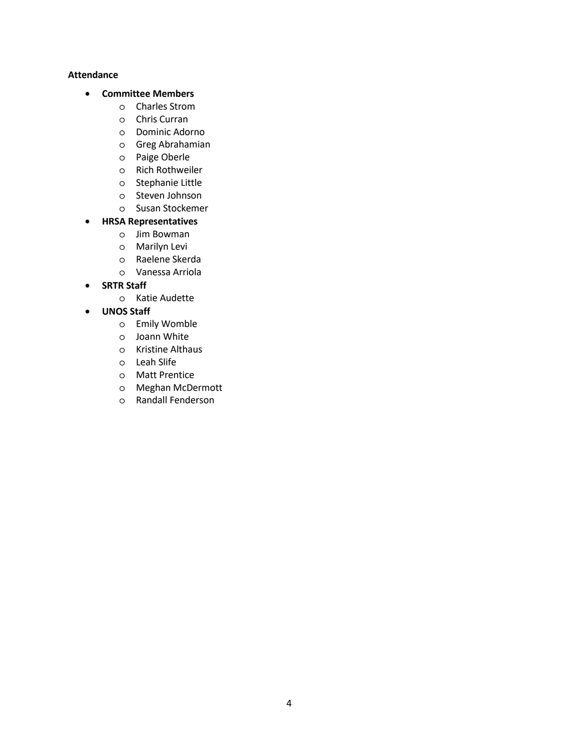**Attendance**

- **Committee Members**
  - Charles Strom
  - Chris Curran
  - Dominic Adorno
  - Greg Abrahamian
  - Paige Oberle
  - Rich Rothweiler
  - Stephanie Little
  - Steven Johnson
  - Susan Stockemer
- **HRSA Representatives**
  - Jim Bowman
  - Marilyn Levi
  - Raelene Skerda
  - Vanessa Arriola
- **SRTR Staff**
  - Katie Audette
- **UNOS Staff**
  - Emily Womble
  - Joann White
  - Kristine Althaus
  - Leah Slife
  - Matt Prentice
  - Meghan McDermott
  - Randall Fenderson